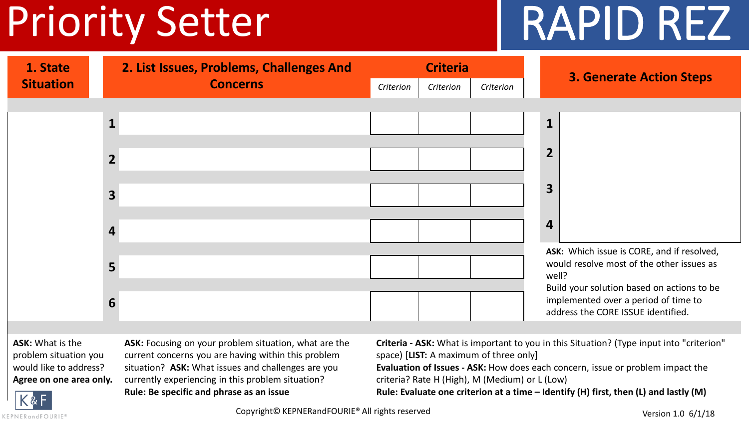# Priority Setter

# RAPID REZ

| 1. State Situation | 2. List Issues, Problems, Challenges And Concerns | | Criteria | | | 3. Generate Action Steps |
|---|---|---|---|---|---|---|
| | | | *Criterion* | *Criterion* | *Criterion* | |
| | 1 | | | | | 1 |
| | 2 | | | | | 2 |
| | 3 | | | | | 3 |
| | 4 | | | | | 4 |
| | 5 | | | | | |
| | 6 | | | | | |

**ASK:** Which issue is CORE, and if resolved, would resolve most of the other issues as well?

Build your solution based on actions to be implemented over a period of time to address the CORE ISSUE identified.

**ASK:** What is the problem situation you would like to address? **Agree on one area only.**

**ASK:** Focusing on your problem situation, what are the current concerns you are having within this problem situation? **ASK:** What issues and challenges are you currently experiencing in this problem situation?
**Rule: Be specific and phrase as an issue**

**Criteria - ASK:** What is important to you in this Situation? (Type input into "criterion" space) [**LIST:** A maximum of three only]
**Evaluation of Issues - ASK:** How does each concern, issue or problem impact the criteria? Rate H (High), M (Medium) or L (Low)
**Rule: Evaluate one criterion at a time – Identify (H) first, then (L) and lastly (M)**

K&F KEPNERandFOURIE®

Copyright© KEPNERandFOURIE® All rights reserved

Version 1.0 6/1/18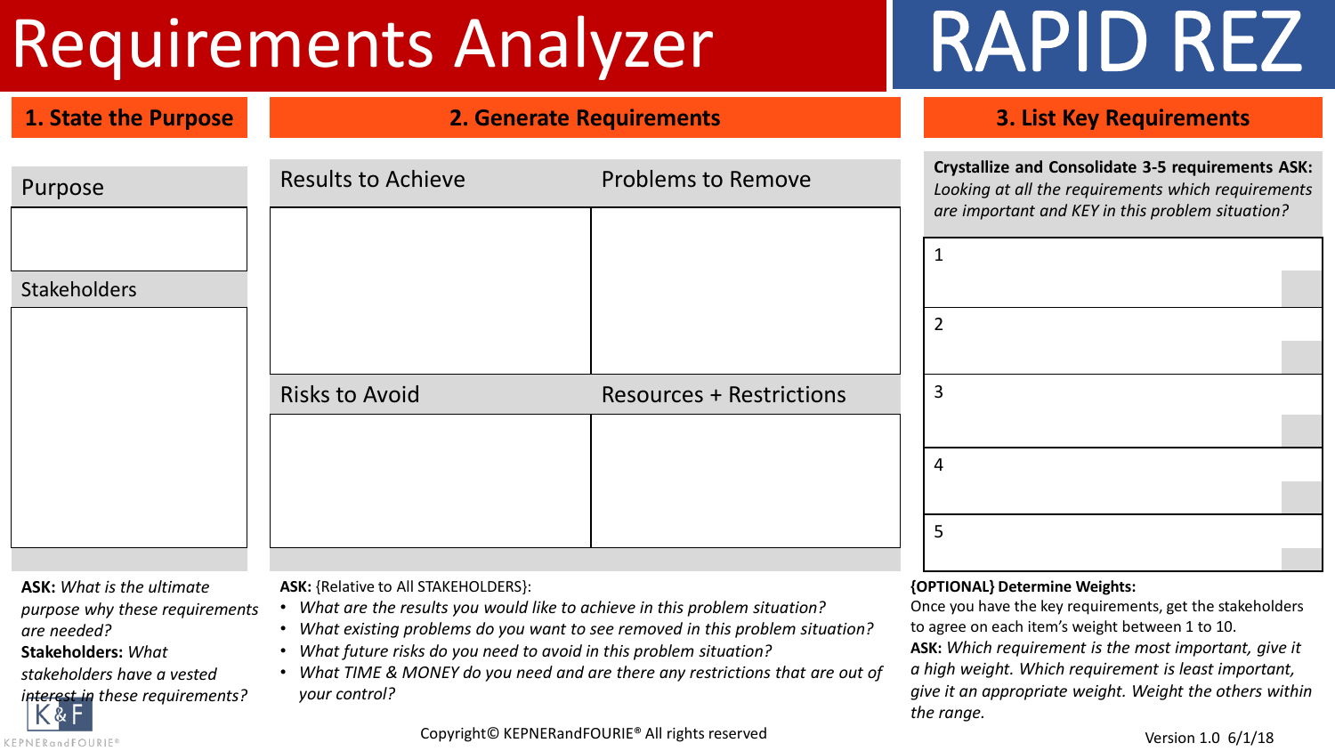# Requirements Analyzer

# RAPID REZ

## 1. State the Purpose

| Purpose |
| --- |
| |

| Stakeholders |
| --- |
| |

**ASK:** *What is the ultimate purpose why these requirements are needed?*
**Stakeholders:** *What stakeholders have a vested interest in these requirements?*

## 2. Generate Requirements

| Results to Achieve | Problems to Remove |
| --- | --- |
| | |

| Risks to Avoid | Resources + Restrictions |
| --- | --- |
| | |

**ASK:** {Relative to All STAKEHOLDERS}:

- *What are the results you would like to achieve in this problem situation?*
- *What existing problems do you want to see removed in this problem situation?*
- *What future risks do you need to avoid in this problem situation?*
- *What TIME & MONEY do you need and are there any restrictions that are out of your control?*

## 3. List Key Requirements

**Crystallize and Consolidate 3-5 requirements ASK:** *Looking at all the requirements which requirements are important and KEY in this problem situation?*

| # | Requirement | Weight |
| --- | --- | --- |
| 1 | | |
| 2 | | |
| 3 | | |
| 4 | | |
| 5 | | |

**{OPTIONAL} Determine Weights:**
Once you have the key requirements, get the stakeholders to agree on each item's weight between 1 to 10.
**ASK:** *Which requirement is the most important, give it a high weight. Which requirement is least important, give it an appropriate weight. Weight the others within the range.*

K&F KEPNERandFOURIE®

Copyright© KEPNERandFOURIE® All rights reserved

Version 1.0 6/1/18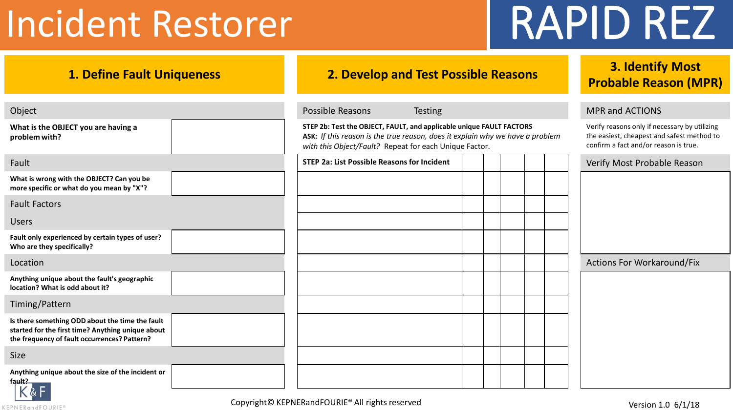# Incident Restorer

# RAPID REZ

## 1. Define Fault Uniqueness

### Object

| | |
|---|---|
| **What is the OBJECT you are having a problem with?** | |

### Fault

| | |
|---|---|
| **What is wrong with the OBJECT? Can you be more specific or what do you mean by "X"?** | |

### Fault Factors

#### Users

| | |
|---|---|
| **Fault only experienced by certain types of user? Who are they specifically?** | |

#### Location

| | |
|---|---|
| **Anything unique about the fault's geographic location? What is odd about it?** | |

#### Timing/Pattern

| | |
|---|---|
| **Is there something ODD about the time the fault started for the first time? Anything unique about the frequency of fault occurrences? Pattern?** | |

#### Size

| | |
|---|---|
| **Anything unique about the size of the incident or fault?** | |

## 2. Develop and Test Possible Reasons

Possible Reasons | Testing

**STEP 2b: Test the OBJECT, FAULT, and applicable unique FAULT FACTORS**

**ASK:** *If this reason is the true reason, does it explain why we have a problem with this Object/Fault?* Repeat for each Unique Factor.

| STEP 2a: List Possible Reasons for Incident | | | | | |
|---|---|---|---|---|---|
| | | | | | |
| | | | | | |
| | | | | | |
| | | | | | |
| | | | | | |
| | | | | | |
| | | | | | |
| | | | | | |
| | | | | | |
| | | | | | |
| | | | | | |

## 3. Identify Most Probable Reason (MPR)

### MPR and ACTIONS

Verify reasons only if necessary by utilizing the easiest, cheapest and safest method to confirm a fact and/or reason is true.

### Verify Most Probable Reason

### Actions For Workaround/Fix

Copyright© KEPNERandFOURIE® All rights reserved

Version 1.0 6/1/18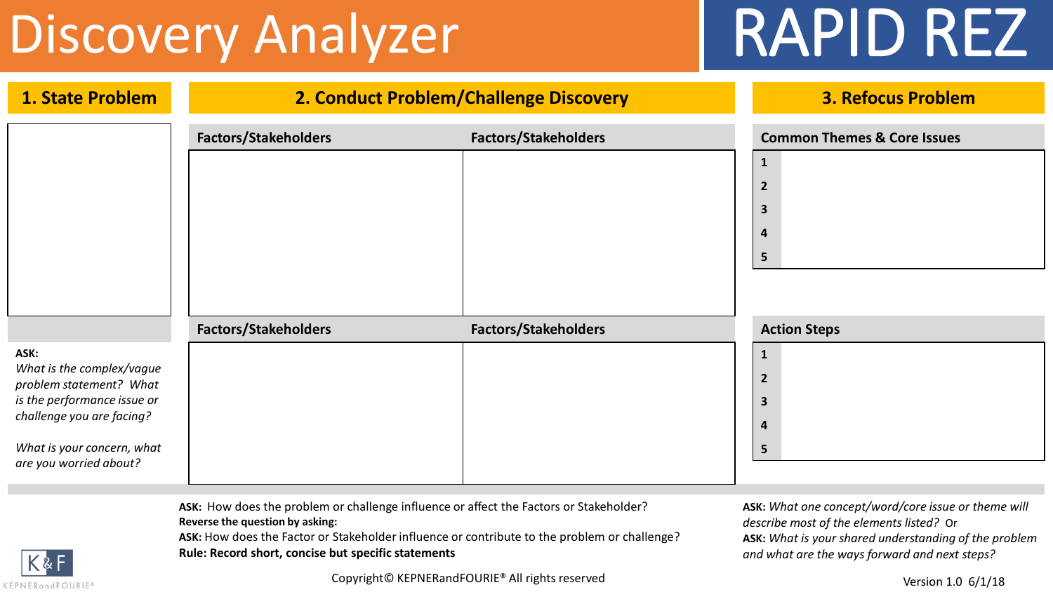# Discovery Analyzer

# RAPID REZ

## 1. State Problem

**ASK:**
*What is the complex/vague problem statement? What is the performance issue or challenge you are facing?*

*What is your concern, what are you worried about?*

## 2. Conduct Problem/Challenge Discovery

| Factors/Stakeholders | Factors/Stakeholders |
| --- | --- |
| | |

| Factors/Stakeholders | Factors/Stakeholders |
| --- | --- |
| | |

**ASK:** How does the problem or challenge influence or affect the Factors or Stakeholder?
**Reverse the question by asking:**
**ASK:** How does the Factor or Stakeholder influence or contribute to the problem or challenge?
**Rule: Record short, concise but specific statements**

## 3. Refocus Problem

| Common Themes & Core Issues | |
| --- | --- |
| **1** | |
| **2** | |
| **3** | |
| **4** | |
| **5** | |

| Action Steps | |
| --- | --- |
| **1** | |
| **2** | |
| **3** | |
| **4** | |
| **5** | |

**ASK:** *What one concept/word/core issue or theme will describe most of the elements listed?* Or
**ASK:** *What is your shared understanding of the problem and what are the ways forward and next steps?*

K&F KEPNERandFOURIE®

Copyright© KEPNERandFOURIE® All rights reserved

Version 1.0 6/1/18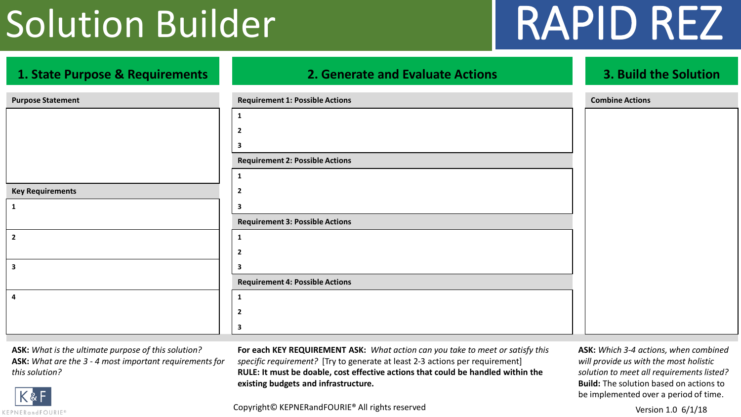# Solution Builder

# RAPID REZ

## 1. State Purpose & Requirements

**Purpose Statement**

**Key Requirements**

1
2
3
4

**ASK:** *What is the ultimate purpose of this solution?*
**ASK:** *What are the 3 - 4 most important requirements for this solution?*

## 2. Generate and Evaluate Actions

**Requirement 1: Possible Actions**

1
2
3

**Requirement 2: Possible Actions**

1
2
3

**Requirement 3: Possible Actions**

1
2
3

**Requirement 4: Possible Actions**

1
2
3

**For each KEY REQUIREMENT ASK:** *What action can you take to meet or satisfy this specific requirement?* [Try to generate at least 2-3 actions per requirement]
**RULE: It must be doable, cost effective actions that could be handled within the existing budgets and infrastructure.**

## 3. Build the Solution

**Combine Actions**

**ASK:** *Which 3-4 actions, when combined will provide us with the most holistic solution to meet all requirements listed?*
**Build:** The solution based on actions to be implemented over a period of time.

KEPNERandFOURIE®

Copyright© KEPNERandFOURIE® All rights reserved

Version 1.0 6/1/18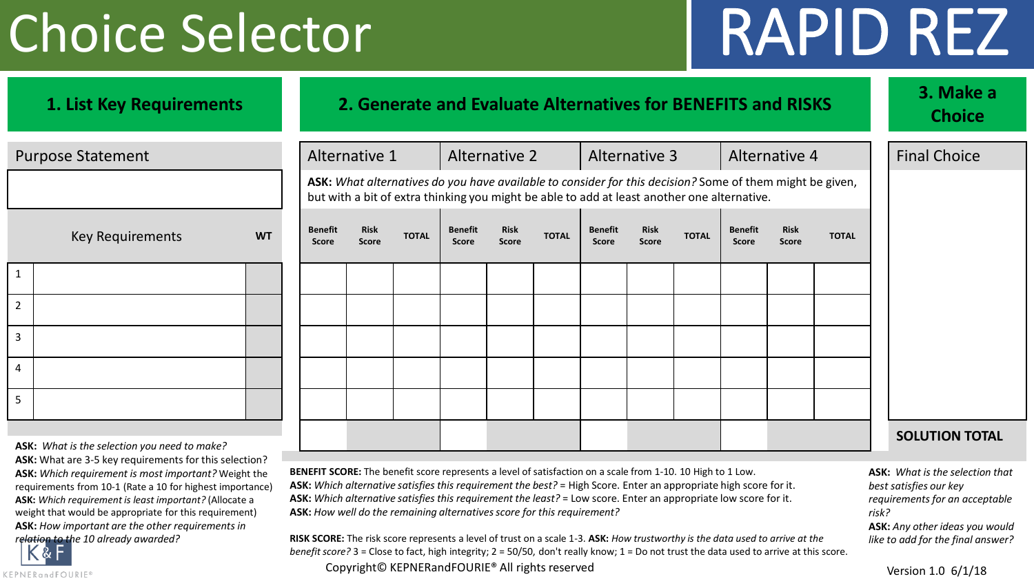# Choice Selector

# RAPID REZ

## 1. List Key Requirements

**Purpose Statement**

| | Key Requirements | WT |
|---|---|---|
| 1 | | |
| 2 | | |
| 3 | | |
| 4 | | |
| 5 | | |

**ASK:** *What is the selection you need to make?*
**ASK:** What are 3-5 key requirements for this selection?
**ASK:** *Which requirement is most important?* Weight the requirements from 10-1 (Rate a 10 for highest importance)
**ASK:** *Which requirement is least important?* (Allocate a weight that would be appropriate for this requirement)
**ASK:** *How important are the other requirements in relation to the 10 already awarded?*

## 2. Generate and Evaluate Alternatives for BENEFITS and RISKS

**ASK:** *What alternatives do you have available to consider for this decision?* Some of them might be given, but with a bit of extra thinking you might be able to add at least another one alternative.

| Alternative 1 | | | Alternative 2 | | | Alternative 3 | | | Alternative 4 | | |
|---|---|---|---|---|---|---|---|---|---|---|---|
| Benefit Score | Risk Score | TOTAL | Benefit Score | Risk Score | TOTAL | Benefit Score | Risk Score | TOTAL | Benefit Score | Risk Score | TOTAL |
| | | | | | | | | | | | |
| | | | | | | | | | | | |
| | | | | | | | | | | | |
| | | | | | | | | | | | |
| | | | | | | | | | | | |
| | | | | | | | | | | | |

**BENEFIT SCORE:** The benefit score represents a level of satisfaction on a scale from 1-10. 10 High to 1 Low.
**ASK:** *Which alternative satisfies this requirement the best?* = High Score. Enter an appropriate high score for it.
**ASK:** *Which alternative satisfies this requirement the least?* = Low score. Enter an appropriate low score for it.
**ASK:** *How well do the remaining alternatives score for this requirement?*

**RISK SCORE:** The risk score represents a level of trust on a scale 1-3. **ASK:** *How trustworthy is the data used to arrive at the benefit score?* 3 = Close to fact, high integrity; 2 = 50/50, don't really know; 1 = Do not trust the data used to arrive at this score.

## 3. Make a Choice

**Final Choice**

**SOLUTION TOTAL**

**ASK:** *What is the selection that best satisfies our key requirements for an acceptable risk?*
**ASK:** *Any other ideas you would like to add for the final answer?*

Copyright© KEPNERandFOURIE® All rights reserved

Version 1.0 6/1/18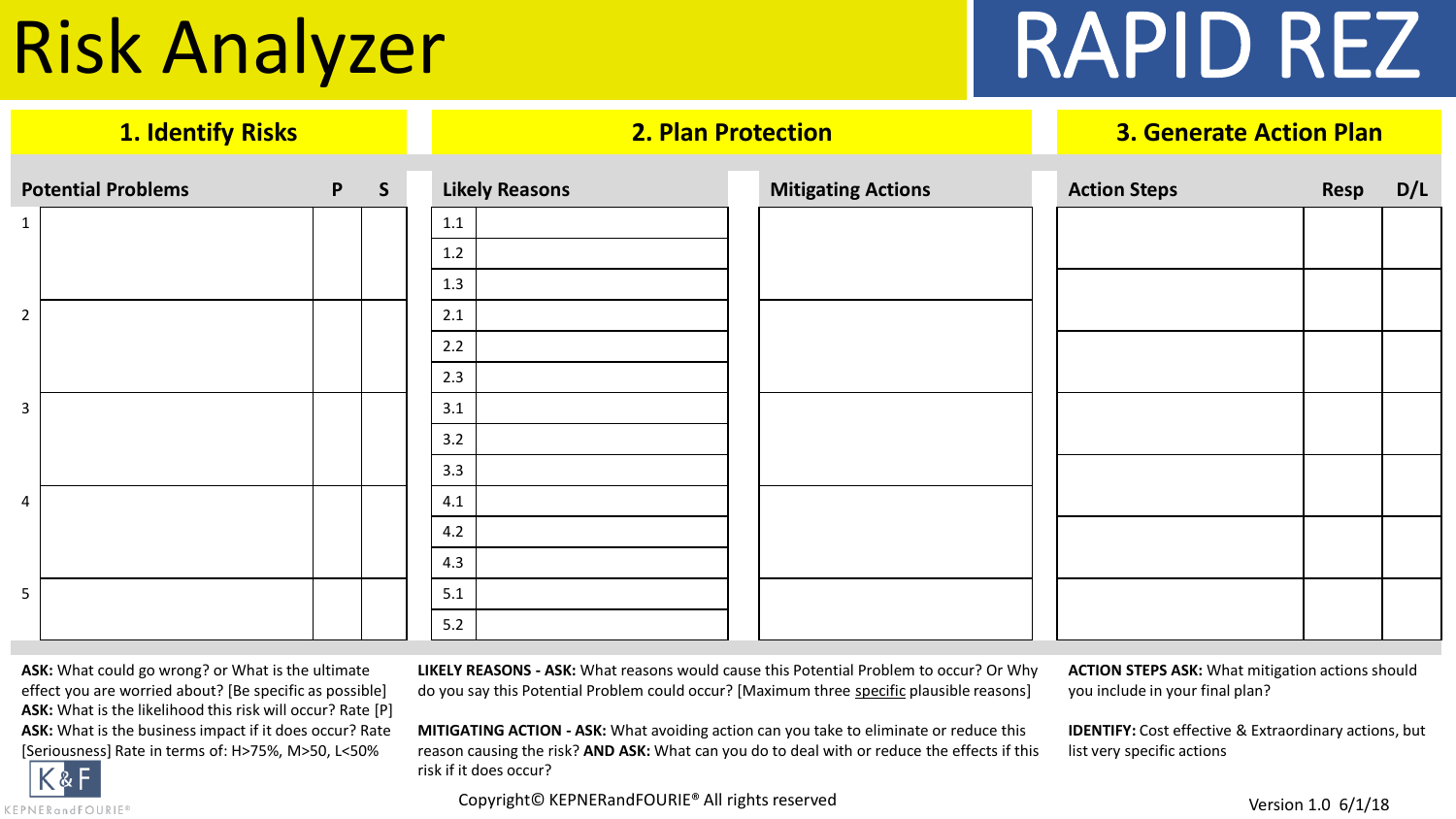# Risk Analyzer

# RAPID REZ

## 1. Identify Risks

| | Potential Problems | P | S |
|---|---|---|---|
| 1 | | | |
| 2 | | | |
| 3 | | | |
| 4 | | | |
| 5 | | | |

## 2. Plan Protection

| Likely Reasons | | Mitigating Actions |
|---|---|---|
| 1.1 | | |
| 1.2 | | |
| 1.3 | | |
| 2.1 | | |
| 2.2 | | |
| 2.3 | | |
| 3.1 | | |
| 3.2 | | |
| 3.3 | | |
| 4.1 | | |
| 4.2 | | |
| 4.3 | | |
| 5.1 | | |
| 5.2 | | |

## 3. Generate Action Plan

| Action Steps | Resp | D/L |
|---|---|---|
| | | |
| | | |
| | | |
| | | |
| | | |
| | | |
| | | |

**ASK:** What could go wrong? or What is the ultimate effect you are worried about? [Be specific as possible]
**ASK:** What is the likelihood this risk will occur? Rate [P]
**ASK:** What is the business impact if it does occur? Rate [Seriousness] Rate in terms of: H>75%, M>50, L<50%

**LIKELY REASONS - ASK:** What reasons would cause this Potential Problem to occur? Or Why do you say this Potential Problem could occur? [Maximum three specific plausible reasons]

**MITIGATING ACTION - ASK:** What avoiding action can you take to eliminate or reduce this reason causing the risk? **AND ASK:** What can you do to deal with or reduce the effects if this risk if it does occur?

**ACTION STEPS ASK:** What mitigation actions should you include in your final plan?

**IDENTIFY:** Cost effective & Extraordinary actions, but list very specific actions

K&F KEPNERandFOURIE®

Copyright© KEPNERandFOURIE® All rights reserved

Version 1.0 6/1/18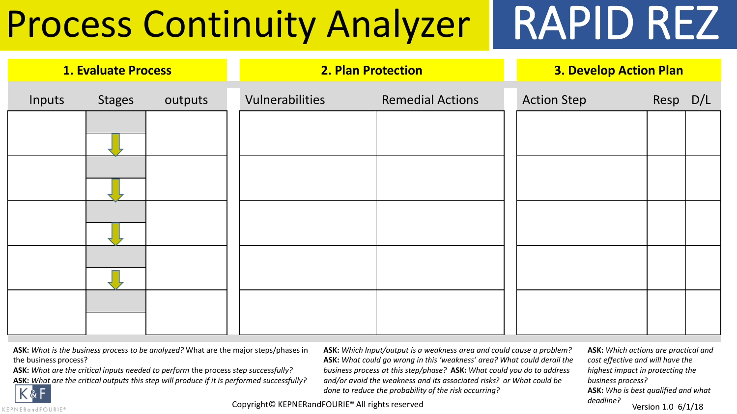# Process Continuity Analyzer

# RAPID REZ

| 1. Evaluate Process | | | 2. Plan Protection | | 3. Develop Action Plan | | |
|---|---|---|---|---|---|---|---|
| Inputs | Stages | outputs | Vulnerabilities | Remedial Actions | Action Step | Resp | D/L |
| | | | | | | | |
| | | | | | | | |
| | | | | | | | |
| | | | | | | | |
| | | | | | | | |

**ASK:** *What is the business process to be analyzed?* What are the major steps/phases in the business process?
**ASK:** *What are the critical inputs needed to perform* the process *step successfully?*
**ASK:** *What are the critical outputs this step will produce if it is performed successfully?*

**ASK:** *Which Input/output is a weakness area and could cause a problem?* **ASK:** *What could go wrong in this 'weakness' area? What could derail the business process at this step/phase?* **ASK:** *What could you do to address and/or avoid the weakness and its associated risks? or What could be done to reduce the probability of the risk occurring?*

**ASK:** *Which actions are practical and cost effective and will have the highest impact in protecting the business process?*
**ASK:** *Who is best qualified and what deadline?*

K&F KEPNERandFOURIE®

Copyright© KEPNERandFOURIE® All rights reserved

Version 1.0 6/1/18